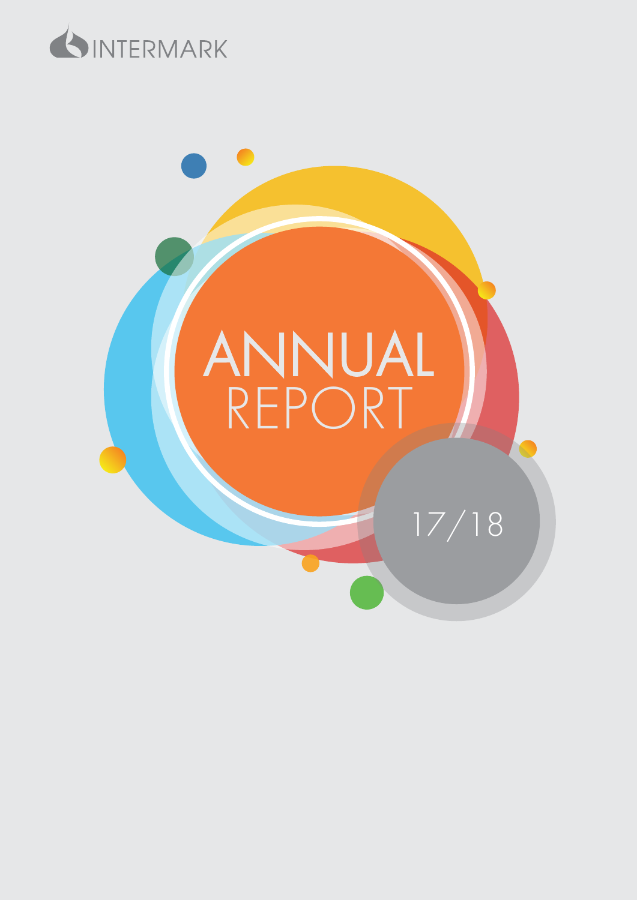INTERMARK

# ANNUAL REPORT

17/18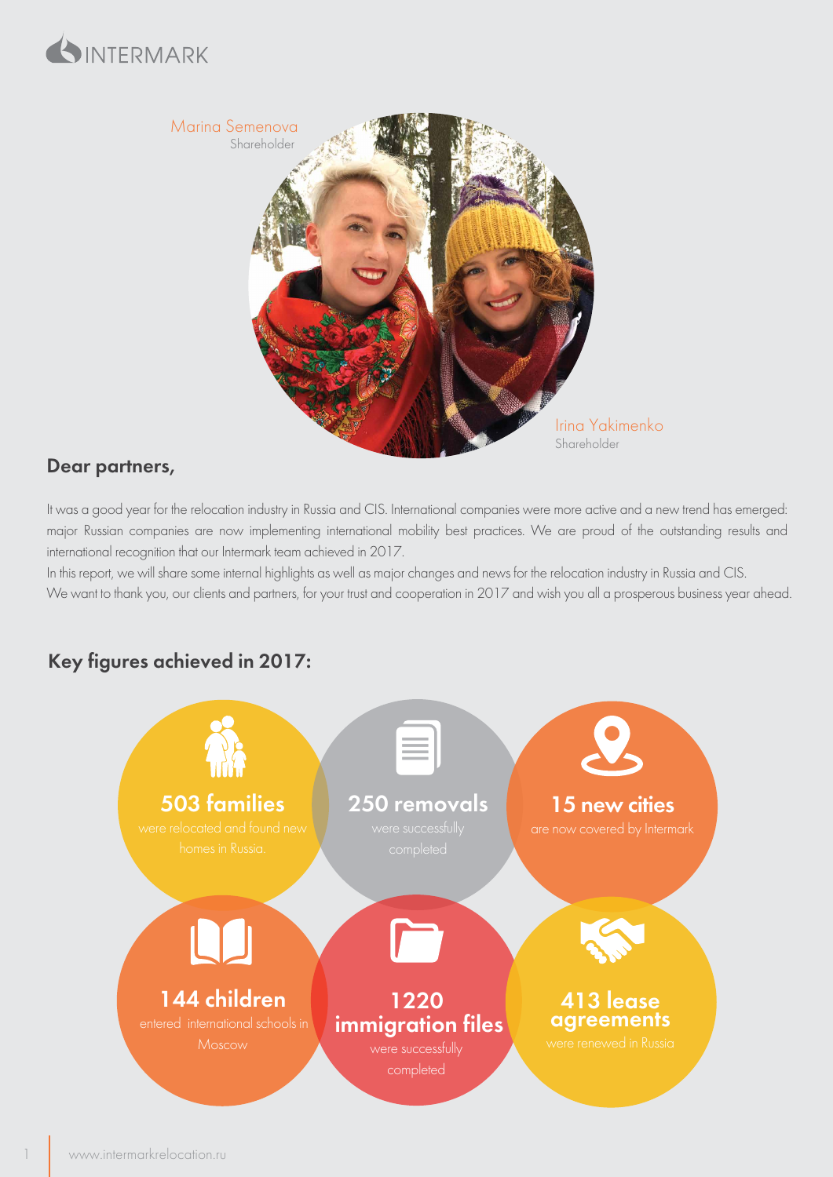Marina Semenova
Shareholder

Irina Yakimenko
Shareholder

## Dear partners,

It was a good year for the relocation industry in Russia and CIS. International companies were more active and a new trend has emerged: major Russian companies are now implementing international mobility best practices. We are proud of the outstanding results and international recognition that our Intermark team achieved in 2017.

In this report, we will share some internal highlights as well as major changes and news for the relocation industry in Russia and CIS.

We want to thank you, our clients and partners, for your trust and cooperation in 2017 and wish you all a prosperous business year ahead.

## Key figures achieved in 2017:

**503 families** were relocated and found new homes in Russia.

**250 removals** were successfully completed

**15 new cities** are now covered by Intermark

**144 children** entered international schools in Moscow

**1220 immigration files** were successfully completed

**413 lease agreements** were renewed in Russia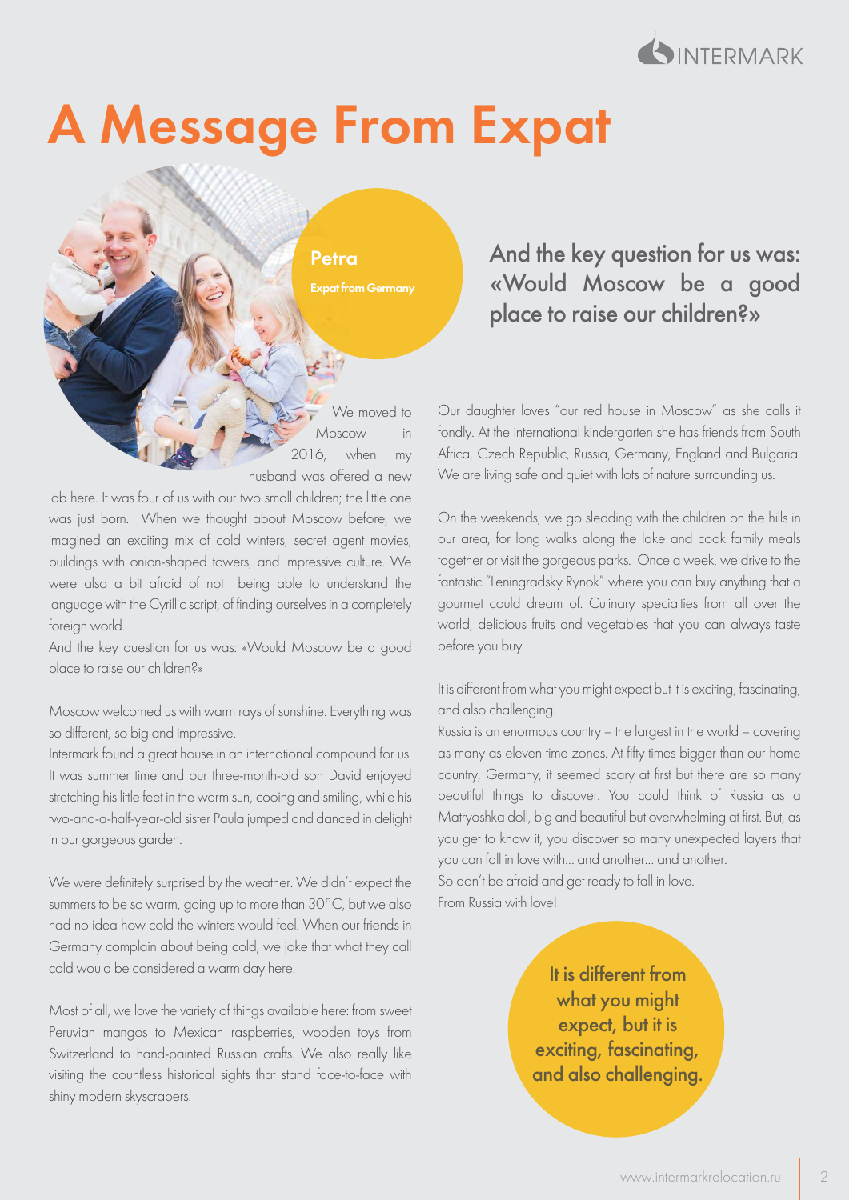# A Message From Expat

**Petra**

Expat from Germany

We moved to Moscow in 2016, when my husband was offered a new job here. It was four of us with our two small children; the little one was just born. When we thought about Moscow before, we imagined an exciting mix of cold winters, secret agent movies, buildings with onion-shaped towers, and impressive culture. We were also a bit afraid of not being able to understand the language with the Cyrillic script, of finding ourselves in a completely foreign world.

And the key question for us was: «Would Moscow be a good place to raise our children?»

Moscow welcomed us with warm rays of sunshine. Everything was so different, so big and impressive.

Intermark found a great house in an international compound for us. It was summer time and our three-month-old son David enjoyed stretching his little feet in the warm sun, cooing and smiling, while his two-and-a-half-year-old sister Paula jumped and danced in delight in our gorgeous garden.

We were definitely surprised by the weather. We didn't expect the summers to be so warm, going up to more than 30°C, but we also had no idea how cold the winters would feel. When our friends in Germany complain about being cold, we joke that what they call cold would be considered a warm day here.

Most of all, we love the variety of things available here: from sweet Peruvian mangos to Mexican raspberries, wooden toys from Switzerland to hand-painted Russian crafts. We also really like visiting the countless historical sights that stand face-to-face with shiny modern skyscrapers.

> And the key question for us was: «Would Moscow be a good place to raise our children?»

Our daughter loves "our red house in Moscow" as she calls it fondly. At the international kindergarten she has friends from South Africa, Czech Republic, Russia, Germany, England and Bulgaria. We are living safe and quiet with lots of nature surrounding us.

On the weekends, we go sledding with the children on the hills in our area, for long walks along the lake and cook family meals together or visit the gorgeous parks. Once a week, we drive to the fantastic "Leningradsky Rynok" where you can buy anything that a gourmet could dream of. Culinary specialties from all over the world, delicious fruits and vegetables that you can always taste before you buy.

It is different from what you might expect but it is exciting, fascinating, and also challenging.

Russia is an enormous country – the largest in the world – covering as many as eleven time zones. At fifty times bigger than our home country, Germany, it seemed scary at first but there are so many beautiful things to discover. You could think of Russia as a Matryoshka doll, big and beautiful but overwhelming at first. But, as you get to know it, you discover so many unexpected layers that you can fall in love with... and another... and another.

So don't be afraid and get ready to fall in love.

From Russia with love!

> It is different from what you might expect, but it is exciting, fascinating, and also challenging.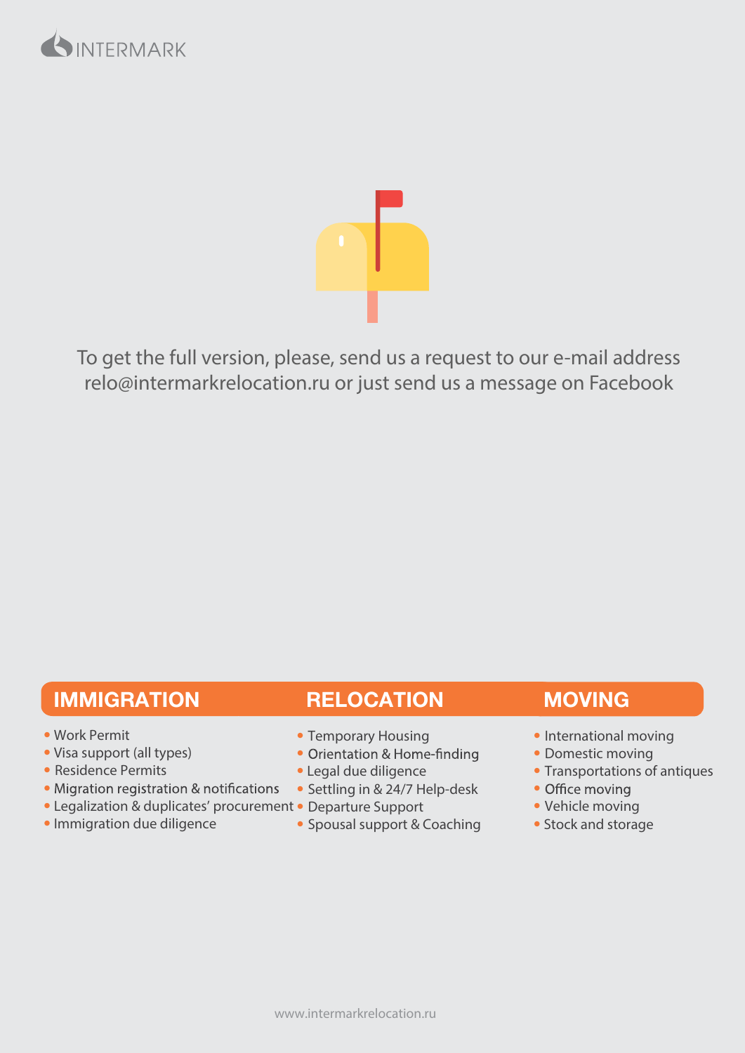To get the full version, please, send us a request to our e-mail address relo@intermarkrelocation.ru or just send us a message on Facebook

## IMMIGRATION

- Work Permit
- Visa support (all types)
- Residence Permits
- Migration registration & notifications
- Legalization & duplicates' procurement
- Immigration due diligence

## RELOCATION

- Temporary Housing
- Orientation & Home-finding
- Legal due diligence
- Settling in & 24/7 Help-desk
- Departure Support
- Spousal support & Coaching

## MOVING

- International moving
- Domestic moving
- Transportations of antiques
- Office moving
- Vehicle moving
- Stock and storage

www.intermarkrelocation.ru